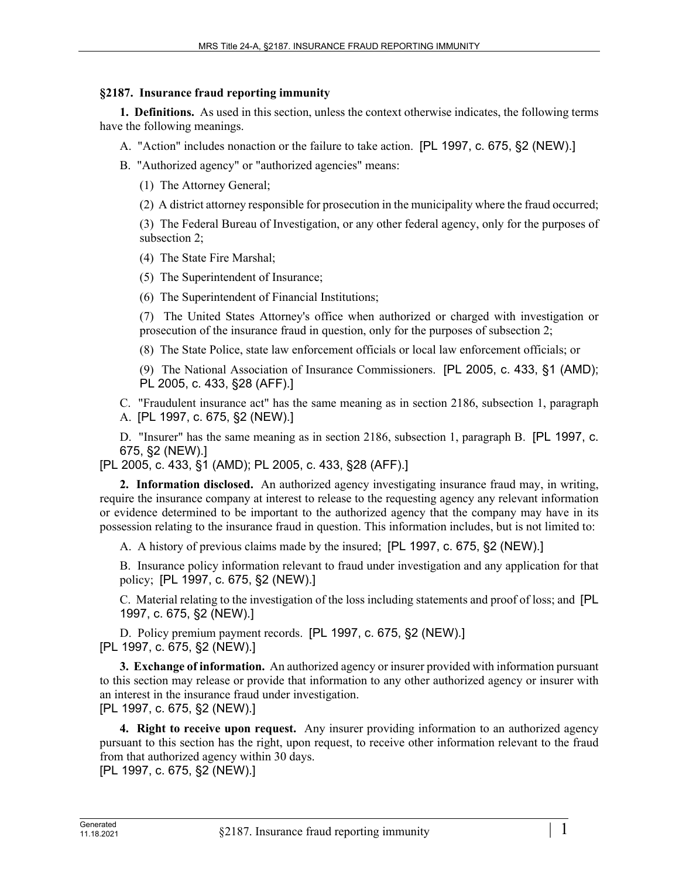**§2187. Insurance fraud reporting immunity**

**1. Definitions.** As used in this section, unless the context otherwise indicates, the following terms have the following meanings.

A. "Action" includes nonaction or the failure to take action. [PL 1997, c. 675, §2 (NEW).]

B. "Authorized agency" or "authorized agencies" means:

(1) The Attorney General;

(2) A district attorney responsible for prosecution in the municipality where the fraud occurred;

(3) The Federal Bureau of Investigation, or any other federal agency, only for the purposes of subsection 2;

(4) The State Fire Marshal;

(5) The Superintendent of Insurance;

(6) The Superintendent of Financial Institutions;

(7) The United States Attorney's office when authorized or charged with investigation or prosecution of the insurance fraud in question, only for the purposes of subsection 2;

(8) The State Police, state law enforcement officials or local law enforcement officials; or

(9) The National Association of Insurance Commissioners. [PL 2005, c. 433, §1 (AMD); PL 2005, c. 433, §28 (AFF).]

C. "Fraudulent insurance act" has the same meaning as in section 2186, subsection 1, paragraph A. [PL 1997, c. 675, §2 (NEW).]

D. "Insurer" has the same meaning as in section 2186, subsection 1, paragraph B. [PL 1997, c. 675, §2 (NEW).]

[PL 2005, c. 433, §1 (AMD); PL 2005, c. 433, §28 (AFF).]

**2. Information disclosed.** An authorized agency investigating insurance fraud may, in writing, require the insurance company at interest to release to the requesting agency any relevant information or evidence determined to be important to the authorized agency that the company may have in its possession relating to the insurance fraud in question. This information includes, but is not limited to:

A. A history of previous claims made by the insured; [PL 1997, c. 675, §2 (NEW).]

B. Insurance policy information relevant to fraud under investigation and any application for that policy; [PL 1997, c. 675, §2 (NEW).]

C. Material relating to the investigation of the loss including statements and proof of loss; and [PL 1997, c. 675, §2 (NEW).]

D. Policy premium payment records. [PL 1997, c. 675, §2 (NEW).]

[PL 1997, c. 675, §2 (NEW).]

**3. Exchange of information.** An authorized agency or insurer provided with information pursuant to this section may release or provide that information to any other authorized agency or insurer with an interest in the insurance fraud under investigation.

[PL 1997, c. 675, §2 (NEW).]

**4. Right to receive upon request.** Any insurer providing information to an authorized agency pursuant to this section has the right, upon request, to receive other information relevant to the fraud from that authorized agency within 30 days.

[PL 1997, c. 675, §2 (NEW).]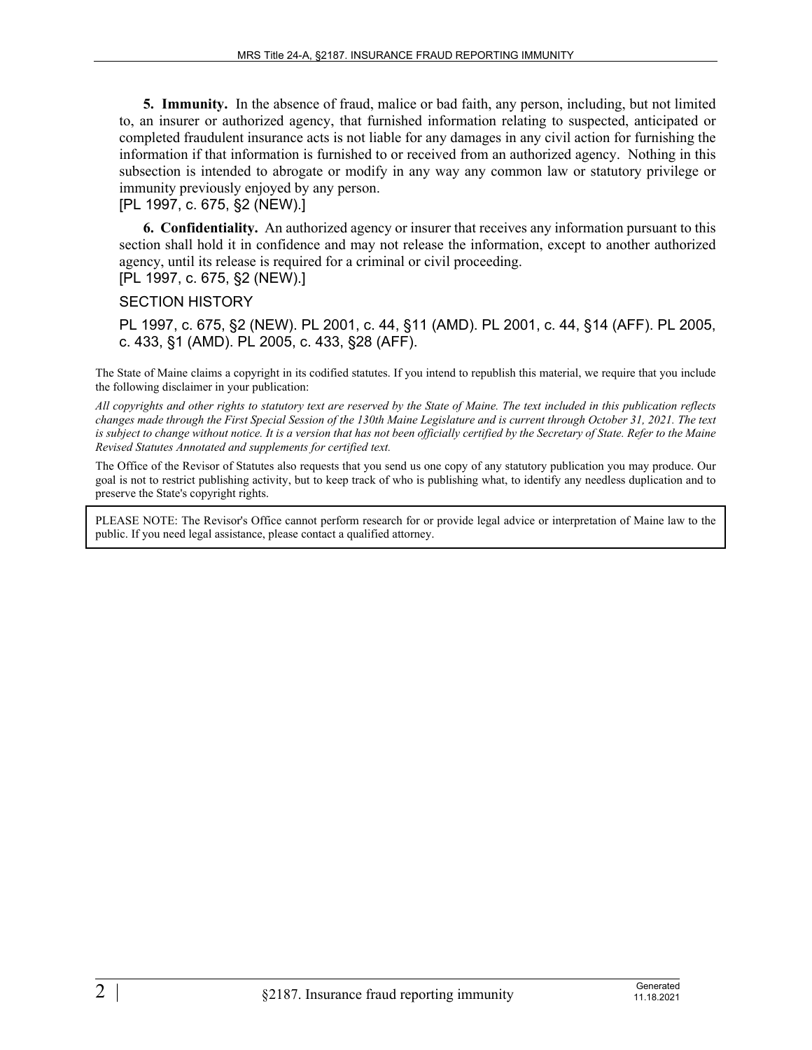**5. Immunity.** In the absence of fraud, malice or bad faith, any person, including, but not limited to, an insurer or authorized agency, that furnished information relating to suspected, anticipated or completed fraudulent insurance acts is not liable for any damages in any civil action for furnishing the information if that information is furnished to or received from an authorized agency. Nothing in this subsection is intended to abrogate or modify in any way any common law or statutory privilege or immunity previously enjoyed by any person.

[PL 1997, c. 675, §2 (NEW).]

**6. Confidentiality.** An authorized agency or insurer that receives any information pursuant to this section shall hold it in confidence and may not release the information, except to another authorized agency, until its release is required for a criminal or civil proceeding.

[PL 1997, c. 675, §2 (NEW).]

SECTION HISTORY

PL 1997, c. 675, §2 (NEW). PL 2001, c. 44, §11 (AMD). PL 2001, c. 44, §14 (AFF). PL 2005, c. 433, §1 (AMD). PL 2005, c. 433, §28 (AFF).

The State of Maine claims a copyright in its codified statutes. If you intend to republish this material, we require that you include the following disclaimer in your publication:

*All copyrights and other rights to statutory text are reserved by the State of Maine. The text included in this publication reflects changes made through the First Special Session of the 130th Maine Legislature and is current through October 31, 2021. The text is subject to change without notice. It is a version that has not been officially certified by the Secretary of State. Refer to the Maine Revised Statutes Annotated and supplements for certified text.*

The Office of the Revisor of Statutes also requests that you send us one copy of any statutory publication you may produce. Our goal is not to restrict publishing activity, but to keep track of who is publishing what, to identify any needless duplication and to preserve the State's copyright rights.

PLEASE NOTE: The Revisor's Office cannot perform research for or provide legal advice or interpretation of Maine law to the public. If you need legal assistance, please contact a qualified attorney.